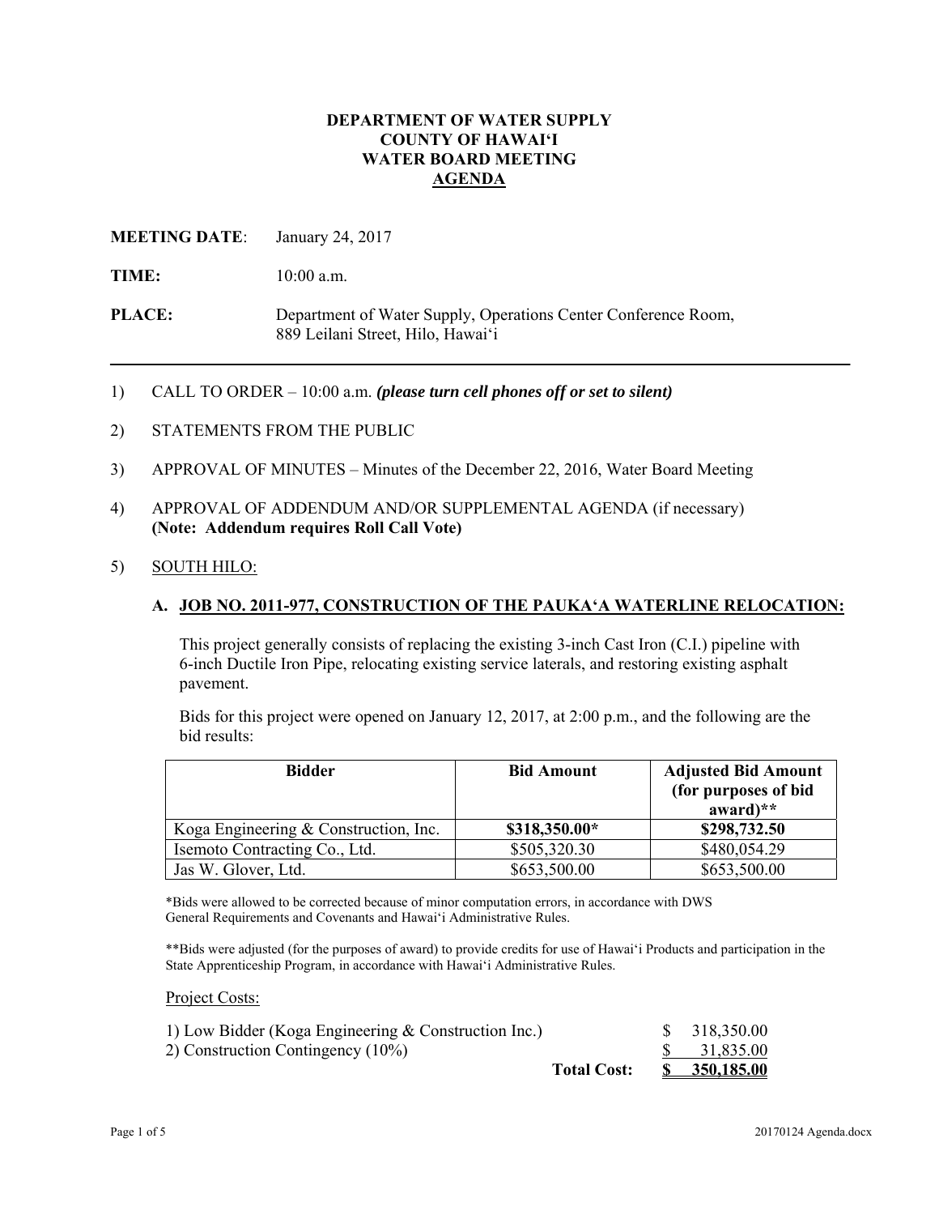# DEPARTMENT OF WATER SUPPLY
# COUNTY OF HAWAI'I
# WATER BOARD MEETING
# AGENDA

**MEETING DATE**: January 24, 2017

**TIME:** 10:00 a.m.

**PLACE:** Department of Water Supply, Operations Center Conference Room, 889 Leilani Street, Hilo, Hawai'i

---

1) CALL TO ORDER – 10:00 a.m. ***(please turn cell phones off or set to silent)***

2) STATEMENTS FROM THE PUBLIC

3) APPROVAL OF MINUTES – Minutes of the December 22, 2016, Water Board Meeting

4) APPROVAL OF ADDENDUM AND/OR SUPPLEMENTAL AGENDA (if necessary) **(Note: Addendum requires Roll Call Vote)**

5) SOUTH HILO:

### A. JOB NO. 2011-977, CONSTRUCTION OF THE PAUKA'A WATERLINE RELOCATION:

This project generally consists of replacing the existing 3-inch Cast Iron (C.I.) pipeline with 6-inch Ductile Iron Pipe, relocating existing service laterals, and restoring existing asphalt pavement.

Bids for this project were opened on January 12, 2017, at 2:00 p.m., and the following are the bid results:

| Bidder | Bid Amount | Adjusted Bid Amount (for purposes of bid award)** |
|---|---|---|
| Koga Engineering & Construction, Inc. | **$318,350.00*** | **$298,732.50** |
| Isemoto Contracting Co., Ltd. | $505,320.30 | $480,054.29 |
| Jas W. Glover, Ltd. | $653,500.00 | $653,500.00 |

*Bids were allowed to be corrected because of minor computation errors, in accordance with DWS General Requirements and Covenants and Hawai'i Administrative Rules.

**Bids were adjusted (for the purposes of award) to provide credits for use of Hawai'i Products and participation in the State Apprenticeship Program, in accordance with Hawai'i Administrative Rules.

Project Costs:

| | |
|---|---|
| 1) Low Bidder (Koga Engineering & Construction Inc.) | $ 318,350.00 |
| 2) Construction Contingency (10%) | $ 31,835.00 |
| **Total Cost:** | **$ 350,185.00** |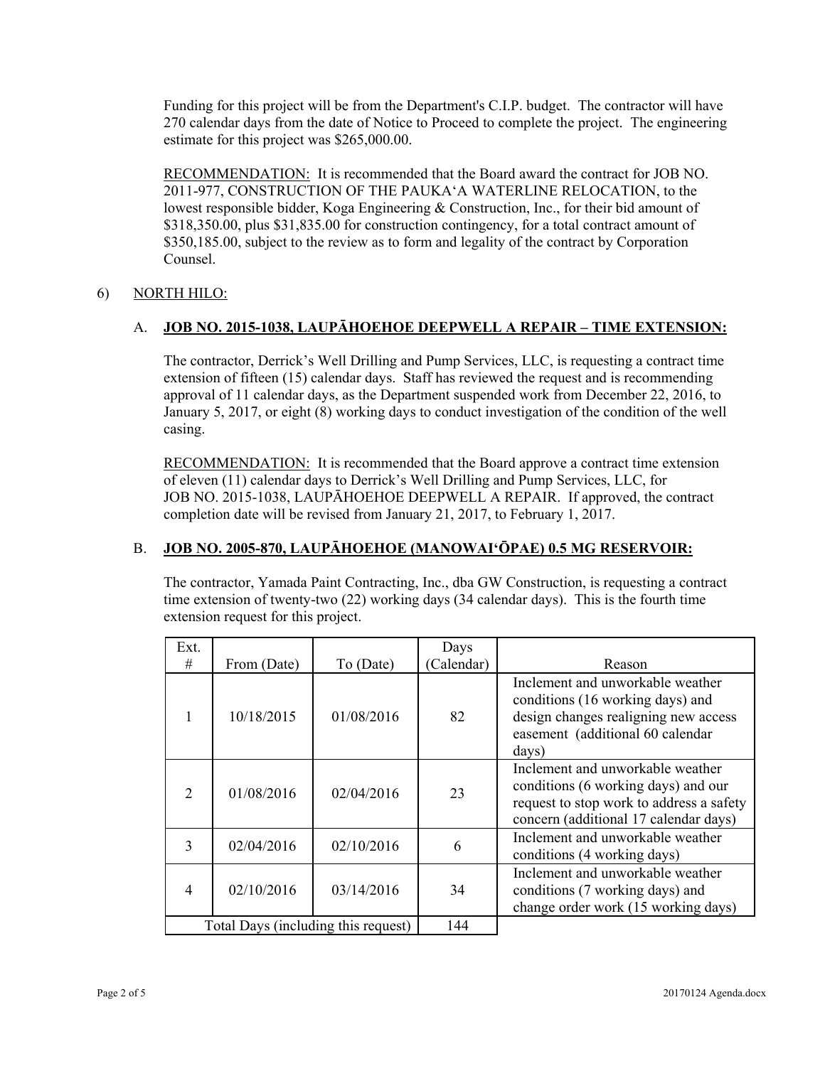Funding for this project will be from the Department's C.I.P. budget. The contractor will have 270 calendar days from the date of Notice to Proceed to complete the project. The engineering estimate for this project was $265,000.00.

RECOMMENDATION: It is recommended that the Board award the contract for JOB NO. 2011-977, CONSTRUCTION OF THE PAUKAʻA WATERLINE RELOCATION, to the lowest responsible bidder, Koga Engineering & Construction, Inc., for their bid amount of $318,350.00, plus $31,835.00 for construction contingency, for a total contract amount of $350,185.00, subject to the review as to form and legality of the contract by Corporation Counsel.

6) NORTH HILO:

A. **JOB NO. 2015-1038, LAUPĀHOEHOE DEEPWELL A REPAIR – TIME EXTENSION:**

The contractor, Derrick's Well Drilling and Pump Services, LLC, is requesting a contract time extension of fifteen (15) calendar days. Staff has reviewed the request and is recommending approval of 11 calendar days, as the Department suspended work from December 22, 2016, to January 5, 2017, or eight (8) working days to conduct investigation of the condition of the well casing.

RECOMMENDATION: It is recommended that the Board approve a contract time extension of eleven (11) calendar days to Derrick's Well Drilling and Pump Services, LLC, for JOB NO. 2015-1038, LAUPĀHOEHOE DEEPWELL A REPAIR. If approved, the contract completion date will be revised from January 21, 2017, to February 1, 2017.

B. **JOB NO. 2005-870, LAUPĀHOEHOE (MANOWAIʻŌPAE) 0.5 MG RESERVOIR:**

The contractor, Yamada Paint Contracting, Inc., dba GW Construction, is requesting a contract time extension of twenty-two (22) working days (34 calendar days). This is the fourth time extension request for this project.

| Ext. # | From (Date) | To (Date) | Days (Calendar) | Reason |
|---|---|---|---|---|
| 1 | 10/18/2015 | 01/08/2016 | 82 | Inclement and unworkable weather conditions (16 working days) and design changes realigning new access easement (additional 60 calendar days) |
| 2 | 01/08/2016 | 02/04/2016 | 23 | Inclement and unworkable weather conditions (6 working days) and our request to stop work to address a safety concern (additional 17 calendar days) |
| 3 | 02/04/2016 | 02/10/2016 | 6 | Inclement and unworkable weather conditions (4 working days) |
| 4 | 02/10/2016 | 03/14/2016 | 34 | Inclement and unworkable weather conditions (7 working days) and change order work (15 working days) |
| Total Days (including this request) | | | 144 | |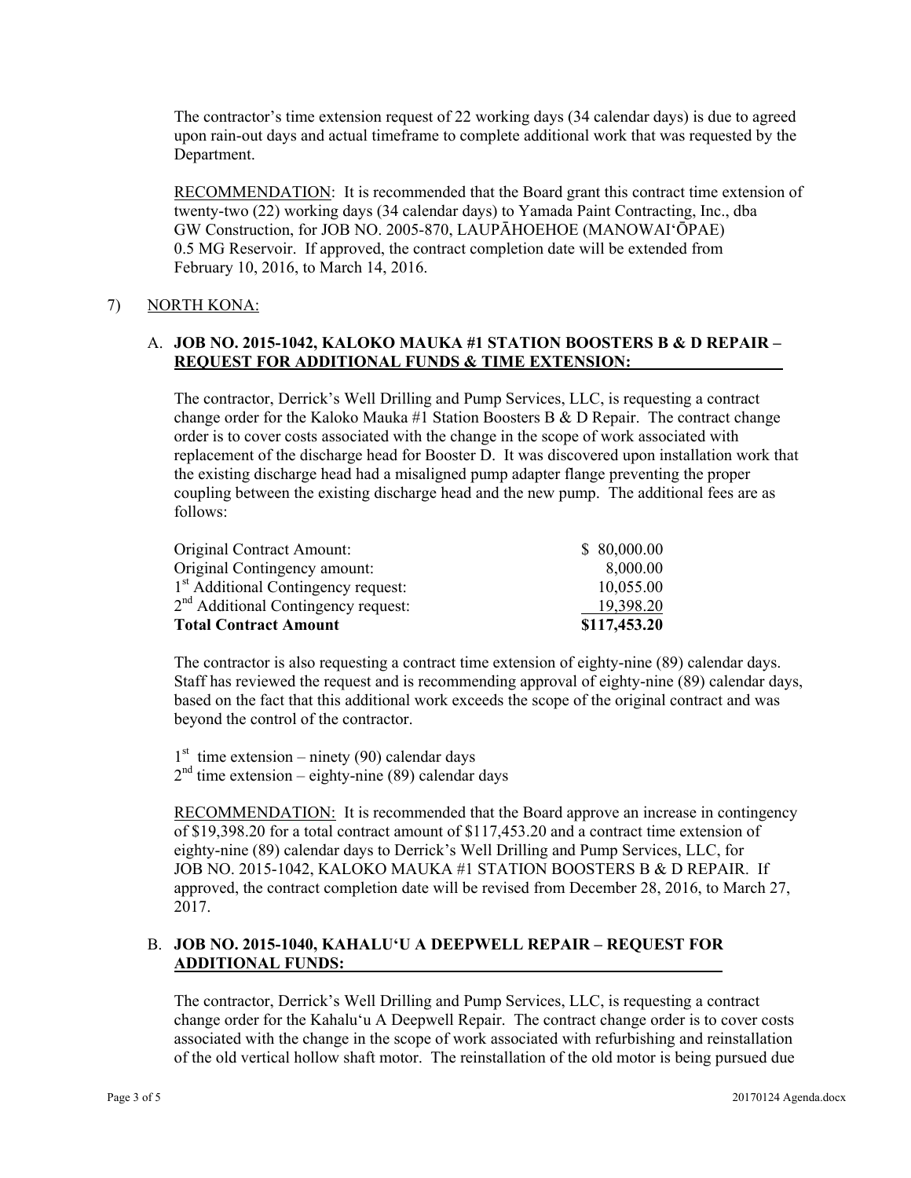The contractor's time extension request of 22 working days (34 calendar days) is due to agreed upon rain-out days and actual timeframe to complete additional work that was requested by the Department.

RECOMMENDATION: It is recommended that the Board grant this contract time extension of twenty-two (22) working days (34 calendar days) to Yamada Paint Contracting, Inc., dba GW Construction, for JOB NO. 2005-870, LAUPĀHOEHOE (MANOWAIʻŌPAE) 0.5 MG Reservoir. If approved, the contract completion date will be extended from February 10, 2016, to March 14, 2016.

7) NORTH KONA:

A. **JOB NO. 2015-1042, KALOKO MAUKA #1 STATION BOOSTERS B & D REPAIR – REQUEST FOR ADDITIONAL FUNDS & TIME EXTENSION:**

The contractor, Derrick's Well Drilling and Pump Services, LLC, is requesting a contract change order for the Kaloko Mauka #1 Station Boosters B & D Repair. The contract change order is to cover costs associated with the change in the scope of work associated with replacement of the discharge head for Booster D. It was discovered upon installation work that the existing discharge head had a misaligned pump adapter flange preventing the proper coupling between the existing discharge head and the new pump. The additional fees are as follows:

| | |
|---|---|
| Original Contract Amount: | $ 80,000.00 |
| Original Contingency amount: | 8,000.00 |
| 1st Additional Contingency request: | 10,055.00 |
| 2nd Additional Contingency request: | 19,398.20 |
| **Total Contract Amount** | **$117,453.20** |

The contractor is also requesting a contract time extension of eighty-nine (89) calendar days. Staff has reviewed the request and is recommending approval of eighty-nine (89) calendar days, based on the fact that this additional work exceeds the scope of the original contract and was beyond the control of the contractor.

1st time extension – ninety (90) calendar days
2nd time extension – eighty-nine (89) calendar days

RECOMMENDATION: It is recommended that the Board approve an increase in contingency of $19,398.20 for a total contract amount of $117,453.20 and a contract time extension of eighty-nine (89) calendar days to Derrick's Well Drilling and Pump Services, LLC, for JOB NO. 2015-1042, KALOKO MAUKA #1 STATION BOOSTERS B & D REPAIR. If approved, the contract completion date will be revised from December 28, 2016, to March 27, 2017.

B. **JOB NO. 2015-1040, KAHALUʻU A DEEPWELL REPAIR – REQUEST FOR ADDITIONAL FUNDS:**

The contractor, Derrick's Well Drilling and Pump Services, LLC, is requesting a contract change order for the Kahaluʻu A Deepwell Repair. The contract change order is to cover costs associated with the change in the scope of work associated with refurbishing and reinstallation of the old vertical hollow shaft motor. The reinstallation of the old motor is being pursued due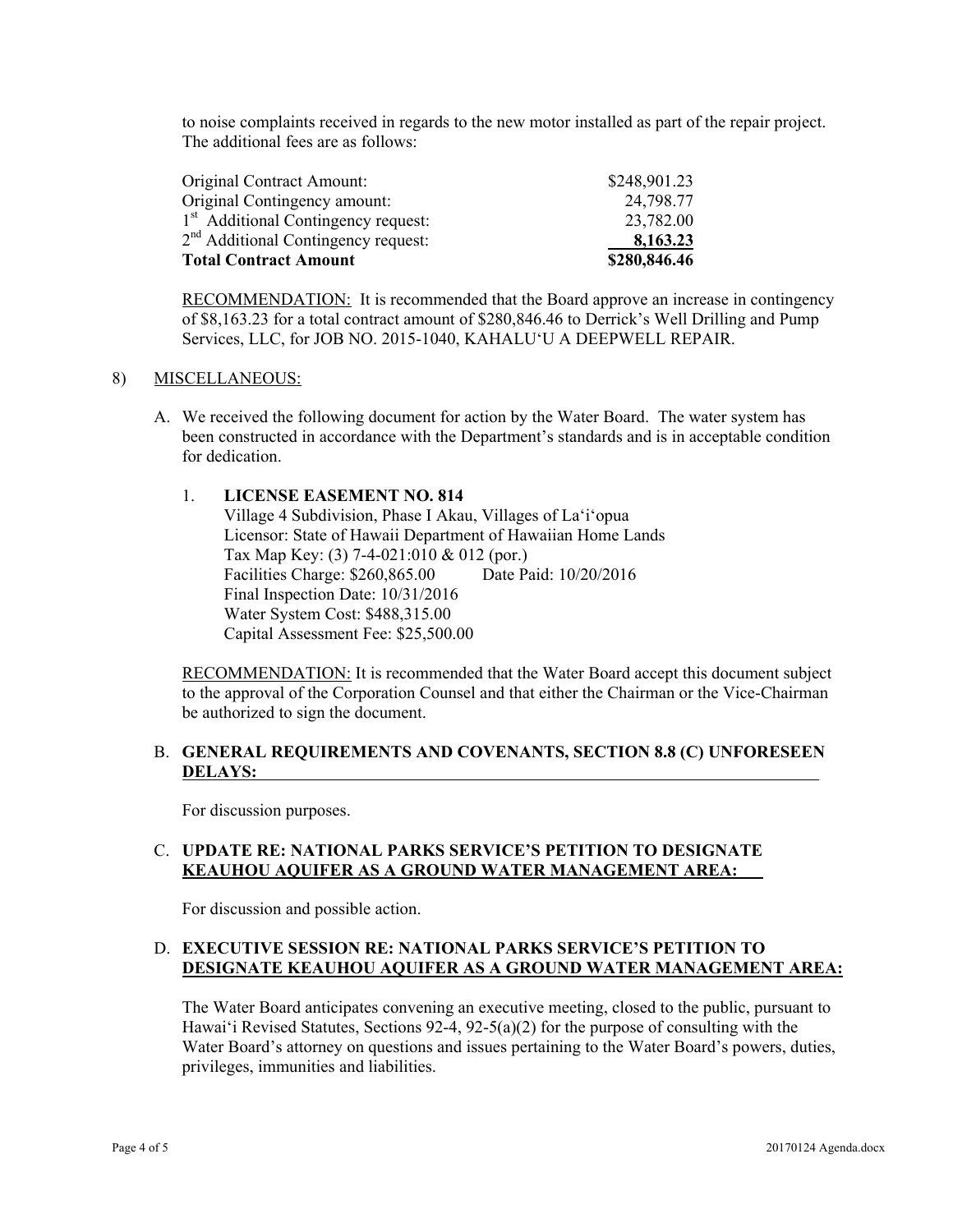to noise complaints received in regards to the new motor installed as part of the repair project. The additional fees are as follows:

| | |
|---|---|
| Original Contract Amount: | $248,901.23 |
| Original Contingency amount: | 24,798.77 |
| 1st Additional Contingency request: | 23,782.00 |
| 2nd Additional Contingency request: | **8,163.23** |
| **Total Contract Amount** | **$280,846.46** |

RECOMMENDATION: It is recommended that the Board approve an increase in contingency of $8,163.23 for a total contract amount of $280,846.46 to Derrick's Well Drilling and Pump Services, LLC, for JOB NO. 2015-1040, KAHALU'U A DEEPWELL REPAIR.

8) MISCELLANEOUS:

A. We received the following document for action by the Water Board. The water system has been constructed in accordance with the Department's standards and is in acceptable condition for dedication.

1. **LICENSE EASEMENT NO. 814**
   Village 4 Subdivision, Phase I Akau, Villages of La'i'opua
   Licensor: State of Hawaii Department of Hawaiian Home Lands
   Tax Map Key: (3) 7-4-021:010 & 012 (por.)
   Facilities Charge: $260,865.00 Date Paid: 10/20/2016
   Final Inspection Date: 10/31/2016
   Water System Cost: $488,315.00
   Capital Assessment Fee: $25,500.00

RECOMMENDATION: It is recommended that the Water Board accept this document subject to the approval of the Corporation Counsel and that either the Chairman or the Vice-Chairman be authorized to sign the document.

B. **GENERAL REQUIREMENTS AND COVENANTS, SECTION 8.8 (C) UNFORESEEN DELAYS:**

For discussion purposes.

C. **UPDATE RE: NATIONAL PARKS SERVICE'S PETITION TO DESIGNATE KEAUHOU AQUIFER AS A GROUND WATER MANAGEMENT AREA:**

For discussion and possible action.

D. **EXECUTIVE SESSION RE: NATIONAL PARKS SERVICE'S PETITION TO DESIGNATE KEAUHOU AQUIFER AS A GROUND WATER MANAGEMENT AREA:**

The Water Board anticipates convening an executive meeting, closed to the public, pursuant to Hawai'i Revised Statutes, Sections 92-4, 92-5(a)(2) for the purpose of consulting with the Water Board's attorney on questions and issues pertaining to the Water Board's powers, duties, privileges, immunities and liabilities.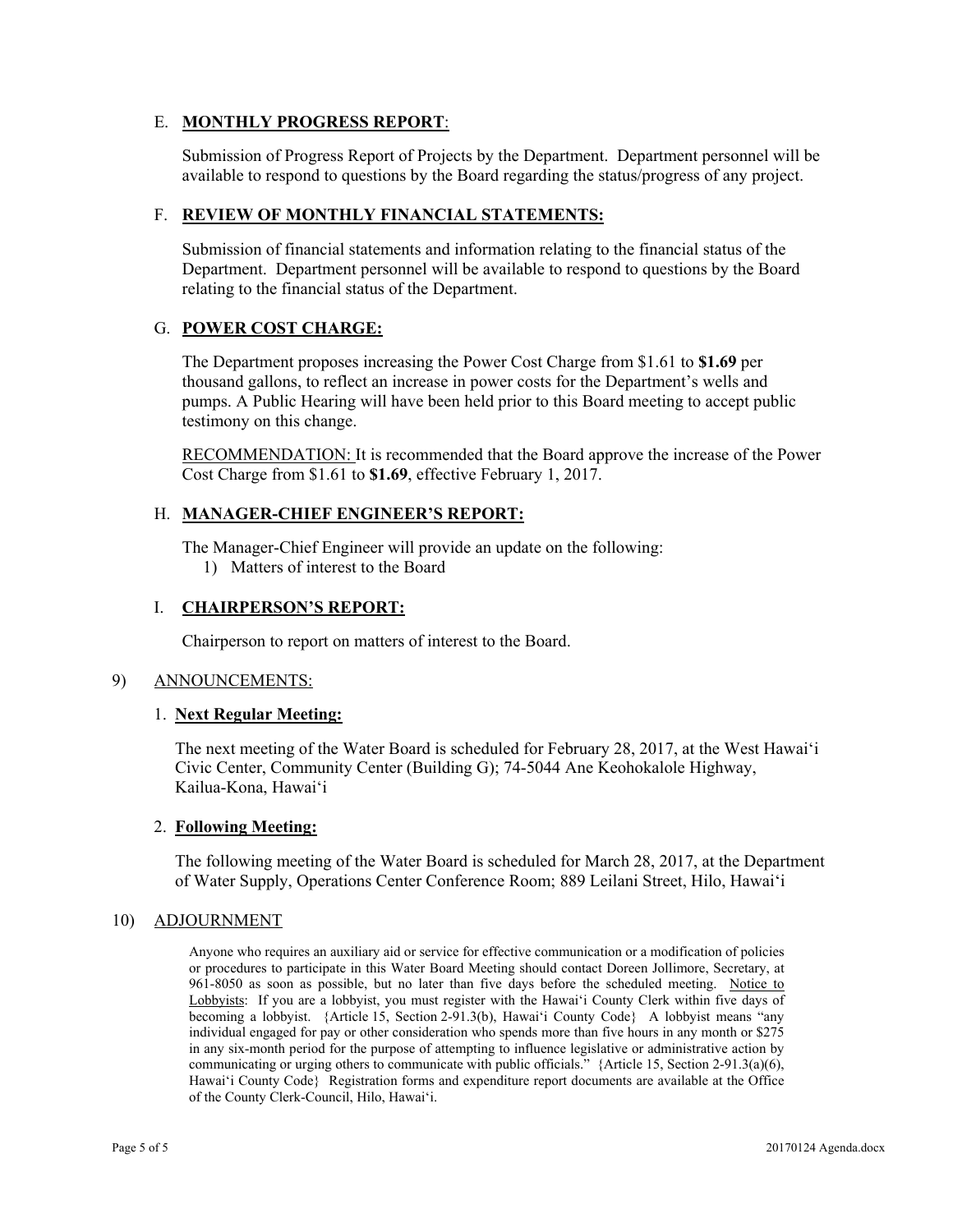E. **MONTHLY PROGRESS REPORT**:

Submission of Progress Report of Projects by the Department. Department personnel will be available to respond to questions by the Board regarding the status/progress of any project.

F. **REVIEW OF MONTHLY FINANCIAL STATEMENTS:**

Submission of financial statements and information relating to the financial status of the Department. Department personnel will be available to respond to questions by the Board relating to the financial status of the Department.

G. **POWER COST CHARGE:**

The Department proposes increasing the Power Cost Charge from $1.61 to **$1.69** per thousand gallons, to reflect an increase in power costs for the Department's wells and pumps. A Public Hearing will have been held prior to this Board meeting to accept public testimony on this change.

RECOMMENDATION: It is recommended that the Board approve the increase of the Power Cost Charge from $1.61 to **$1.69**, effective February 1, 2017.

H. **MANAGER-CHIEF ENGINEER'S REPORT:**

The Manager-Chief Engineer will provide an update on the following:

1) Matters of interest to the Board

I. **CHAIRPERSON'S REPORT:**

Chairperson to report on matters of interest to the Board.

9) ANNOUNCEMENTS:

1. **Next Regular Meeting:**

The next meeting of the Water Board is scheduled for February 28, 2017, at the West Hawai'i Civic Center, Community Center (Building G); 74-5044 Ane Keohokalole Highway, Kailua-Kona, Hawai'i

2. **Following Meeting:**

The following meeting of the Water Board is scheduled for March 28, 2017, at the Department of Water Supply, Operations Center Conference Room; 889 Leilani Street, Hilo, Hawai'i

10) ADJOURNMENT

Anyone who requires an auxiliary aid or service for effective communication or a modification of policies or procedures to participate in this Water Board Meeting should contact Doreen Jollimore, Secretary, at 961-8050 as soon as possible, but no later than five days before the scheduled meeting. Notice to Lobbyists: If you are a lobbyist, you must register with the Hawai'i County Clerk within five days of becoming a lobbyist. {Article 15, Section 2-91.3(b), Hawai'i County Code} A lobbyist means "any individual engaged for pay or other consideration who spends more than five hours in any month or $275 in any six-month period for the purpose of attempting to influence legislative or administrative action by communicating or urging others to communicate with public officials." {Article 15, Section 2-91.3(a)(6), Hawai'i County Code} Registration forms and expenditure report documents are available at the Office of the County Clerk-Council, Hilo, Hawai'i.